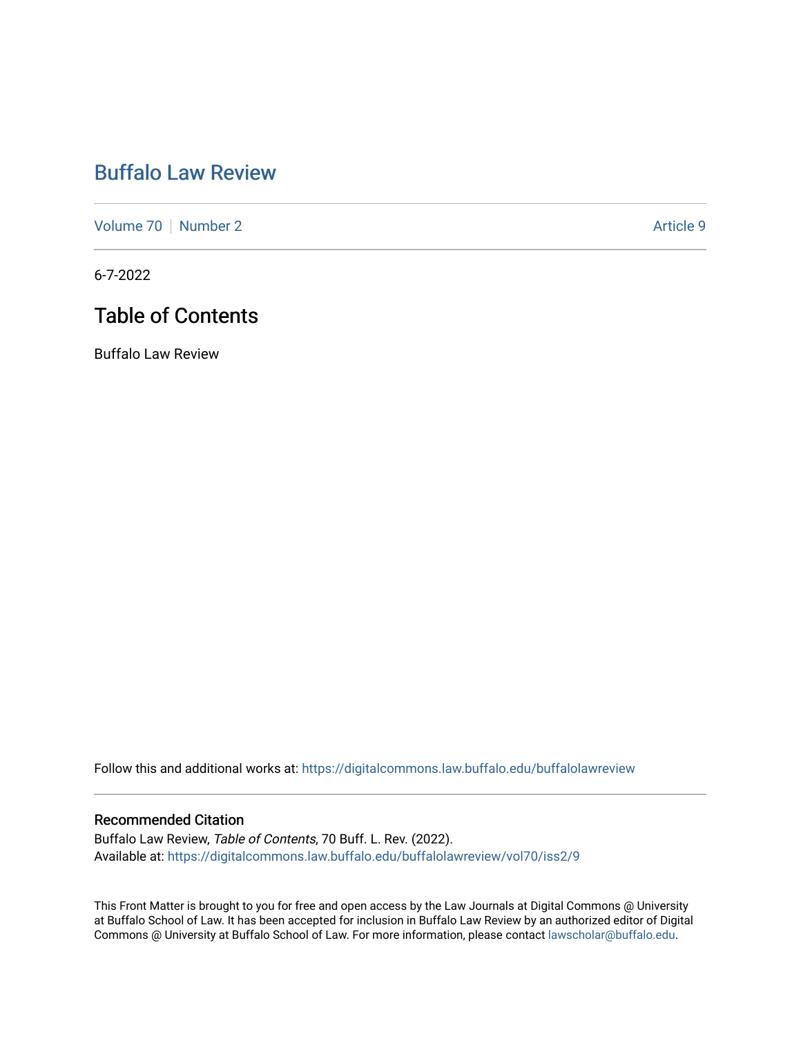# Buffalo Law Review

Volume 70 | Number 2 Article 9

6-7-2022

## Table of Contents

Buffalo Law Review

Follow this and additional works at: https://digitalcommons.law.buffalo.edu/buffalolawreview

### Recommended Citation

Buffalo Law Review, *Table of Contents*, 70 Buff. L. Rev. (2022).
Available at: https://digitalcommons.law.buffalo.edu/buffalolawreview/vol70/iss2/9

This Front Matter is brought to you for free and open access by the Law Journals at Digital Commons @ University at Buffalo School of Law. It has been accepted for inclusion in Buffalo Law Review by an authorized editor of Digital Commons @ University at Buffalo School of Law. For more information, please contact lawscholar@buffalo.edu.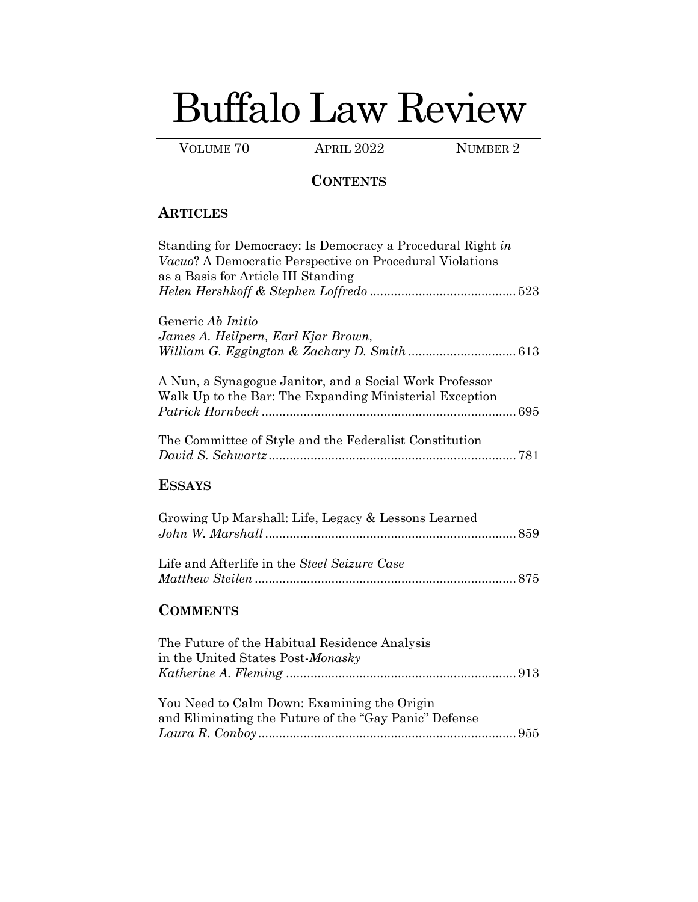# Buffalo Law Review

VOLUME 70 APRIL 2022 NUMBER 2

## CONTENTS

### ARTICLES

Standing for Democracy: Is Democracy a Procedural Right *in Vacuo*? A Democratic Perspective on Procedural Violations as a Basis for Article III Standing
*Helen Hershkoff & Stephen Loffredo* .......................................... 523

Generic *Ab Initio*
*James A. Heilpern, Earl Kjar Brown, William G. Eggington & Zachary D. Smith* ............................... 613

A Nun, a Synagogue Janitor, and a Social Work Professor Walk Up to the Bar: The Expanding Ministerial Exception
*Patrick Hornbeck* ......................................................................... 695

The Committee of Style and the Federalist Constitution
*David S. Schwartz* ....................................................................... 781

### ESSAYS

Growing Up Marshall: Life, Legacy & Lessons Learned
*John W. Marshall* ........................................................................ 859

Life and Afterlife in the *Steel Seizure Case*
*Matthew Steilen* ........................................................................... 875

### COMMENTS

The Future of the Habitual Residence Analysis in the United States Post-*Monasky*
*Katherine A. Fleming* .................................................................. 913

You Need to Calm Down: Examining the Origin and Eliminating the Future of the "Gay Panic" Defense
*Laura R. Conboy* .......................................................................... 955